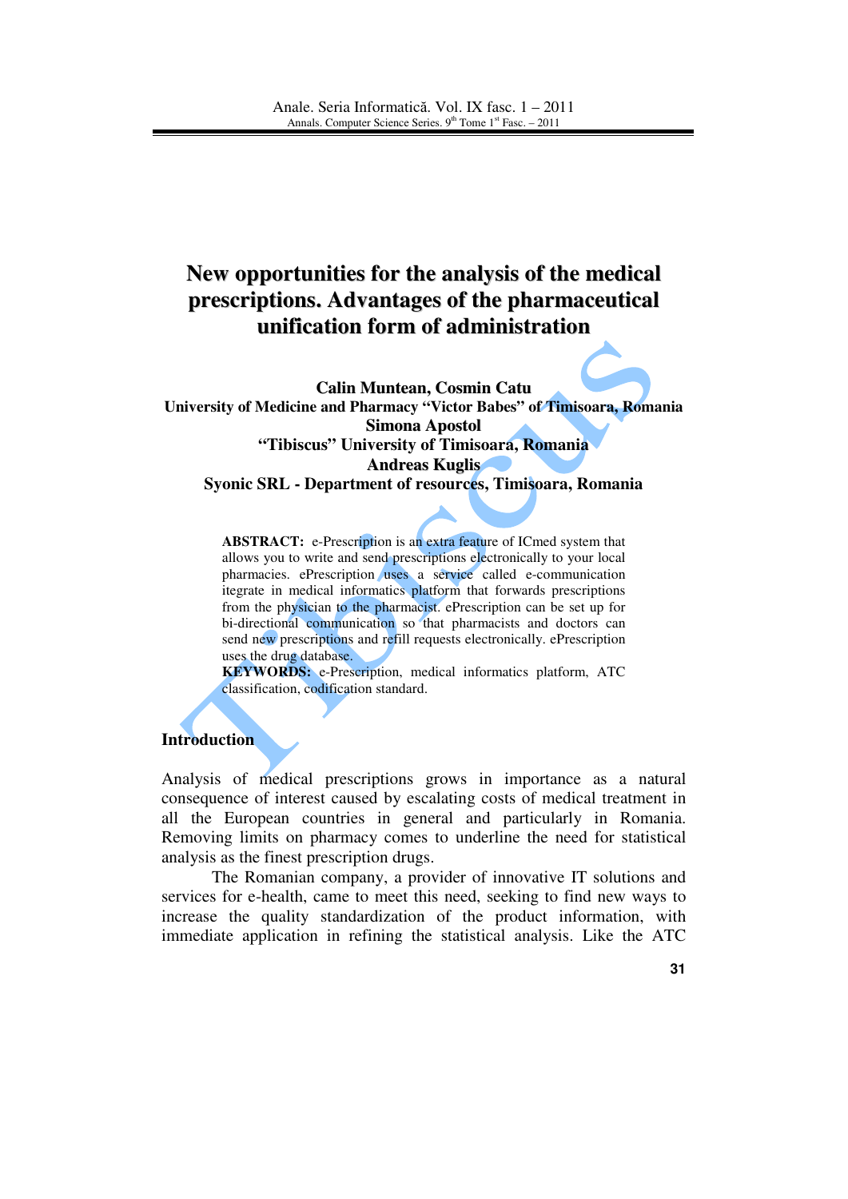# New opportunities for the analysis of the medical prescriptions. Advantages of the pharmaceutical unification form of administration

**Calin Muntean, Cosmin Catu**
**University of Medicine and Pharmacy "Victor Babes" of Timisoara, Romania**
**Simona Apostol**
**"Tibiscus" University of Timisoara, Romania**
**Andreas Kuglis**
**Syonic SRL - Department of resources, Timisoara, Romania**

**ABSTRACT:** e-Prescription is an extra feature of ICmed system that allows you to write and send prescriptions electronically to your local pharmacies. ePrescription uses a service called e-communication itegrate in medical informatics platform that forwards prescriptions from the physician to the pharmacist. ePrescription can be set up for bi-directional communication so that pharmacists and doctors can send new prescriptions and refill requests electronically. ePrescription uses the drug database.

**KEYWORDS:** e-Prescription, medical informatics platform, ATC classification, codification standard.

## Introduction

Analysis of medical prescriptions grows in importance as a natural consequence of interest caused by escalating costs of medical treatment in all the European countries in general and particularly in Romania. Removing limits on pharmacy comes to underline the need for statistical analysis as the finest prescription drugs.

The Romanian company, a provider of innovative IT solutions and services for e-health, came to meet this need, seeking to find new ways to increase the quality standardization of the product information, with immediate application in refining the statistical analysis. Like the ATC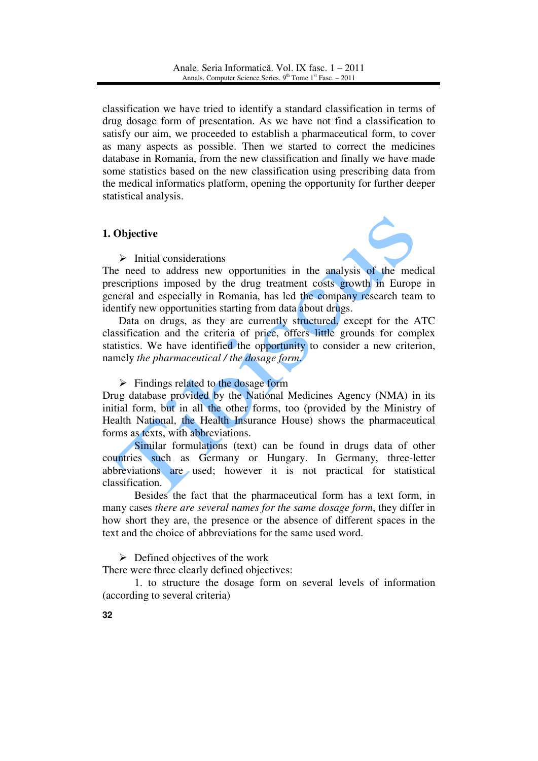classification we have tried to identify a standard classification in terms of drug dosage form of presentation. As we have not find a classification to satisfy our aim, we proceeded to establish a pharmaceutical form, to cover as many aspects as possible. Then we started to correct the medicines database in Romania, from the new classification and finally we have made some statistics based on the new classification using prescribing data from the medical informatics platform, opening the opportunity for further deeper statistical analysis.

## 1. Objective

➢ Initial considerations

The need to address new opportunities in the analysis of the medical prescriptions imposed by the drug treatment costs growth in Europe in general and especially in Romania, has led the company research team to identify new opportunities starting from data about drugs.

Data on drugs, as they are currently structured, except for the ATC classification and the criteria of price, offers little grounds for complex statistics. We have identified the opportunity to consider a new criterion, namely *the pharmaceutical / the dosage form.*

➢ Findings related to the dosage form

Drug database provided by the National Medicines Agency (NMA) in its initial form, but in all the other forms, too (provided by the Ministry of Health National, the Health Insurance House) shows the pharmaceutical forms as texts, with abbreviations.

Similar formulations (text) can be found in drugs data of other countries such as Germany or Hungary. In Germany, three-letter abbreviations are used; however it is not practical for statistical classification.

Besides the fact that the pharmaceutical form has a text form, in many cases *there are several names for the same dosage form*, they differ in how short they are, the presence or the absence of different spaces in the text and the choice of abbreviations for the same used word.

➢ Defined objectives of the work

There were three clearly defined objectives:

1. to structure the dosage form on several levels of information (according to several criteria)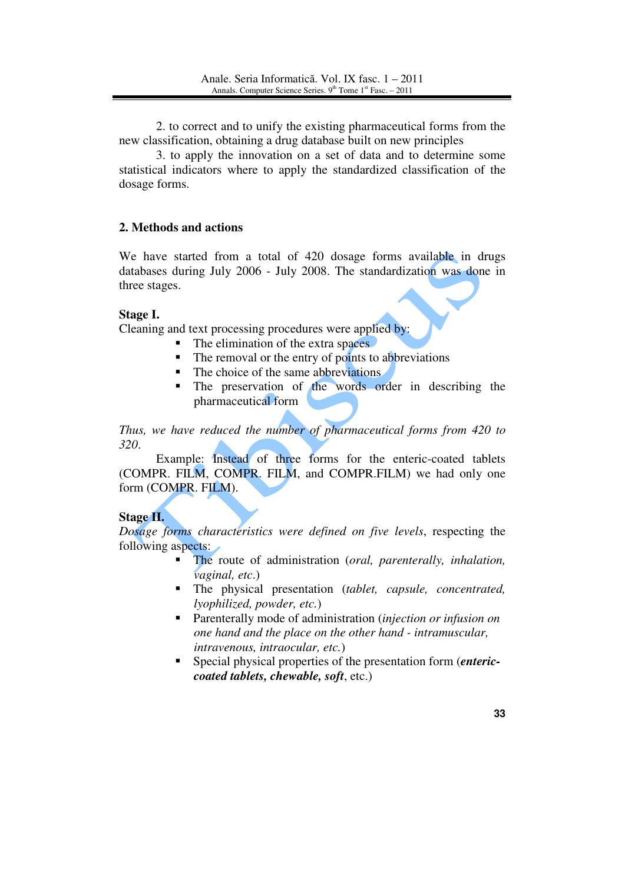2. to correct and to unify the existing pharmaceutical forms from the new classification, obtaining a drug database built on new principles

3. to apply the innovation on a set of data and to determine some statistical indicators where to apply the standardized classification of the dosage forms.

## 2. Methods and actions

We have started from a total of 420 dosage forms available in drugs databases during July 2006 - July 2008. The standardization was done in three stages.

**Stage I.**

Cleaning and text processing procedures were applied by:

- The elimination of the extra spaces
- The removal or the entry of points to abbreviations
- The choice of the same abbreviations
- The preservation of the words order in describing the pharmaceutical form

*Thus, we have reduced the number of pharmaceutical forms from 420 to 320.*

Example: Instead of three forms for the enteric-coated tablets (COMPR. FILM, COMPR. FILM, and COMPR.FILM) we had only one form (COMPR. FILM).

**Stage II.**

*Dosage forms characteristics were defined on five levels*, respecting the following aspects:

- The route of administration (*oral, parenterally, inhalation, vaginal, etc.*)
- The physical presentation (*tablet, capsule, concentrated, lyophilized, powder, etc.*)
- Parenterally mode of administration (*injection or infusion on one hand and the place on the other hand - intramuscular, intravenous, intraocular, etc.*)
- Special physical properties of the presentation form (***enteric-coated tablets, chewable, soft***, etc.)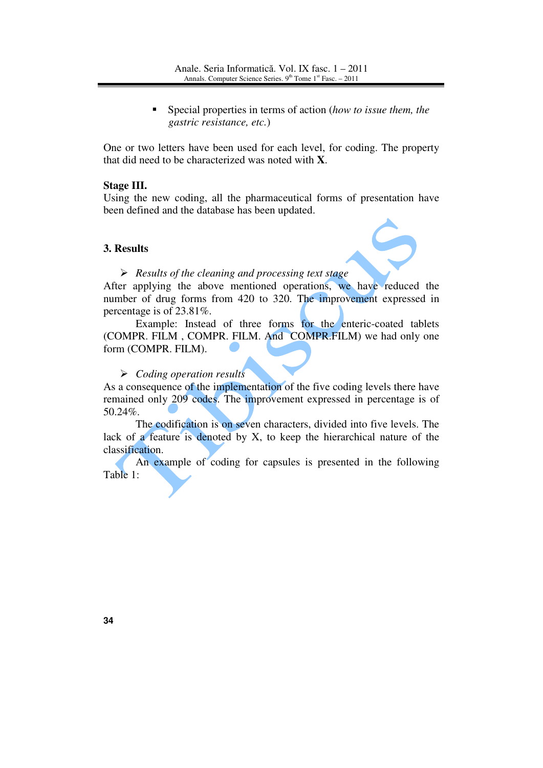- Special properties in terms of action (*how to issue them, the gastric resistance, etc.*)

One or two letters have been used for each level, for coding. The property that did need to be characterized was noted with **X**.

**Stage III.**
Using the new coding, all the pharmaceutical forms of presentation have been defined and the database has been updated.

## 3. Results

- *Results of the cleaning and processing text stage*

After applying the above mentioned operations, we have reduced the number of drug forms from 420 to 320. The improvement expressed in percentage is of 23.81%.

Example: Instead of three forms for the enteric-coated tablets (COMPR. FILM , COMPR. FILM. And COMPR.FILM) we had only one form (COMPR. FILM).

- *Coding operation results*

As a consequence of the implementation of the five coding levels there have remained only 209 codes. The improvement expressed in percentage is of 50.24%.

The codification is on seven characters, divided into five levels. The lack of a feature is denoted by X, to keep the hierarchical nature of the classification.

An example of coding for capsules is presented in the following Table 1: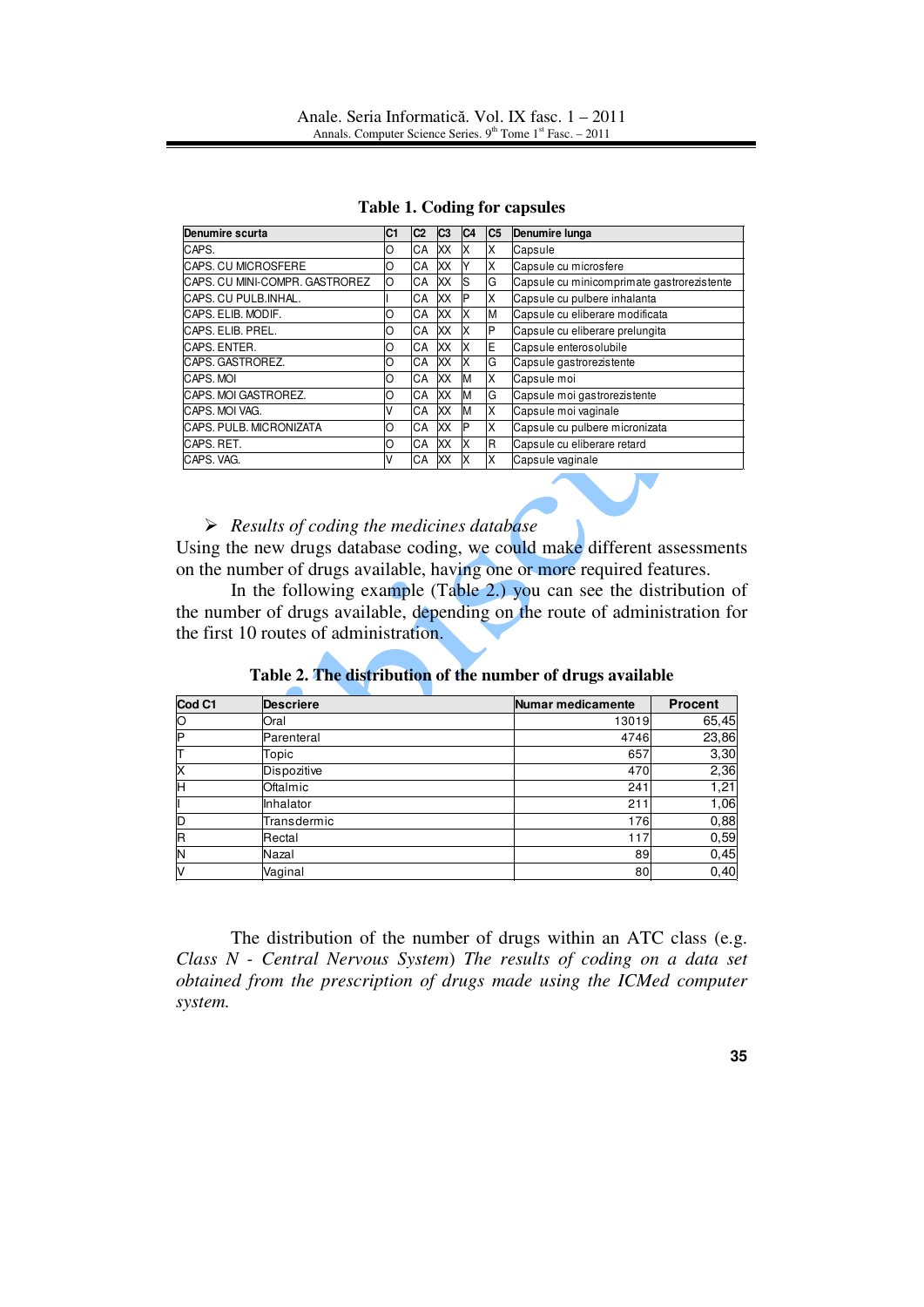**Table 1. Coding for capsules**

| Denumire scurta | C1 | C2 | C3 | C4 | C5 | Denumire lunga |
|---|---|---|---|---|---|---|
| CAPS. | O | CA | XX | X | X | Capsule |
| CAPS. CU MICROSFERE | O | CA | XX | Y | X | Capsule cu microsfere |
| CAPS. CU MINI-COMPR. GASTROREZ | O | CA | XX | S | G | Capsule cu minicomprimate gastrorezistente |
| CAPS. CU PULB.INHAL. | I | CA | XX | P | X | Capsule cu pulbere inhalanta |
| CAPS. ELIB. MODIF. | O | CA | XX | X | M | Capsule cu eliberare modificata |
| CAPS. ELIB. PREL. | O | CA | XX | X | P | Capsule cu eliberare prelungita |
| CAPS. ENTER. | O | CA | XX | X | E | Capsule enterosolubile |
| CAPS. GASTROREZ. | O | CA | XX | X | G | Capsule gastrorezistente |
| CAPS. MOI | O | CA | XX | M | X | Capsule moi |
| CAPS. MOI GASTROREZ. | O | CA | XX | M | G | Capsule moi gastrorezistente |
| CAPS. MOI VAG. | V | CA | XX | M | X | Capsule moi vaginale |
| CAPS. PULB. MICRONIZATA | O | CA | XX | P | X | Capsule cu pulbere micronizata |
| CAPS. RET. | O | CA | XX | X | R | Capsule cu eliberare retard |
| CAPS. VAG. | V | CA | XX | X | X | Capsule vaginale |

➢ *Results of coding the medicines database*

Using the new drugs database coding, we could make different assessments on the number of drugs available, having one or more required features.

In the following example (Table 2.) you can see the distribution of the number of drugs available, depending on the route of administration for the first 10 routes of administration.

**Table 2. The distribution of the number of drugs available**

| Cod C1 | Descriere | Numar medicamente | Procent |
|---|---|---|---|
| O | Oral | 13019 | 65,45 |
| P | Parenteral | 4746 | 23,86 |
| T | Topic | 657 | 3,30 |
| X | Dispozitive | 470 | 2,36 |
| H | Oftalmic | 241 | 1,21 |
| I | Inhalator | 211 | 1,06 |
| D | Transdermic | 176 | 0,88 |
| R | Rectal | 117 | 0,59 |
| N | Nazal | 89 | 0,45 |
| V | Vaginal | 80 | 0,40 |

The distribution of the number of drugs within an ATC class (e.g. *Class N - Central Nervous System) The results of coding on a data set obtained from the prescription of drugs made using the ICMed computer system.*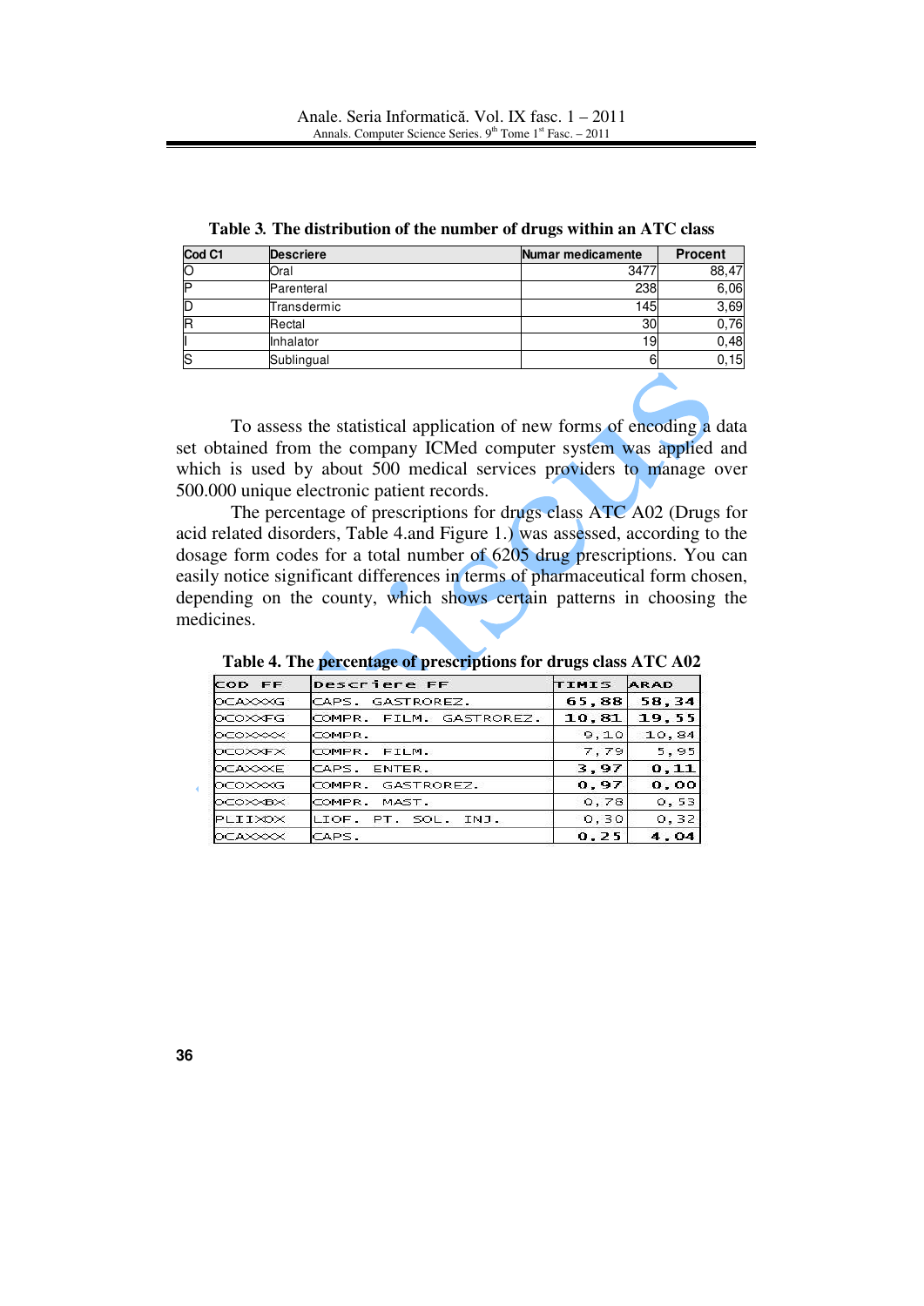**Table 3. The distribution of the number of drugs within an ATC class**

| Cod C1 | Descriere | Numar medicamente | Procent |
|---|---|---|---|
| O | Oral | 3477 | 88,47 |
| P | Parenteral | 238 | 6,06 |
| D | Transdermic | 145 | 3,69 |
| R | Rectal | 30 | 0,76 |
| I | Inhalator | 19 | 0,48 |
| S | Sublingual | 6 | 0,15 |

To assess the statistical application of new forms of encoding a data set obtained from the company ICMed computer system was applied and which is used by about 500 medical services providers to manage over 500.000 unique electronic patient records.

The percentage of prescriptions for drugs class ATC A02 (Drugs for acid related disorders, Table 4.and Figure 1.) was assessed, according to the dosage form codes for a total number of 6205 drug prescriptions. You can easily notice significant differences in terms of pharmaceutical form chosen, depending on the county, which shows certain patterns in choosing the medicines.

**Table 4. The percentage of prescriptions for drugs class ATC A02**

| COD FF | Descriere FF | TIMIS | ARAD |
|---|---|---|---|
| OCAXXXG | CAPS. GASTROREZ. | 65,88 | 58,34 |
| OCOXXFG | COMPR. FILM. GASTROREZ. | 10,81 | 19,55 |
| OCOXXXX | COMPR. | 9,10 | 10,84 |
| OCOXXFX | COMPR. FILM. | 7,79 | 5,95 |
| OCAXXXE | CAPS. ENTER. | 3,97 | 0,11 |
| OCOXXXG | COMPR. GASTROREZ. | 0,97 | 0,00 |
| OCOXXBX | COMPR. MAST. | 0,78 | 0,53 |
| PLIIXOX | LIOF. PT. SOL. INJ. | 0,30 | 0,32 |
| OCAXXXX | CAPS. | 0.25 | 4.04 |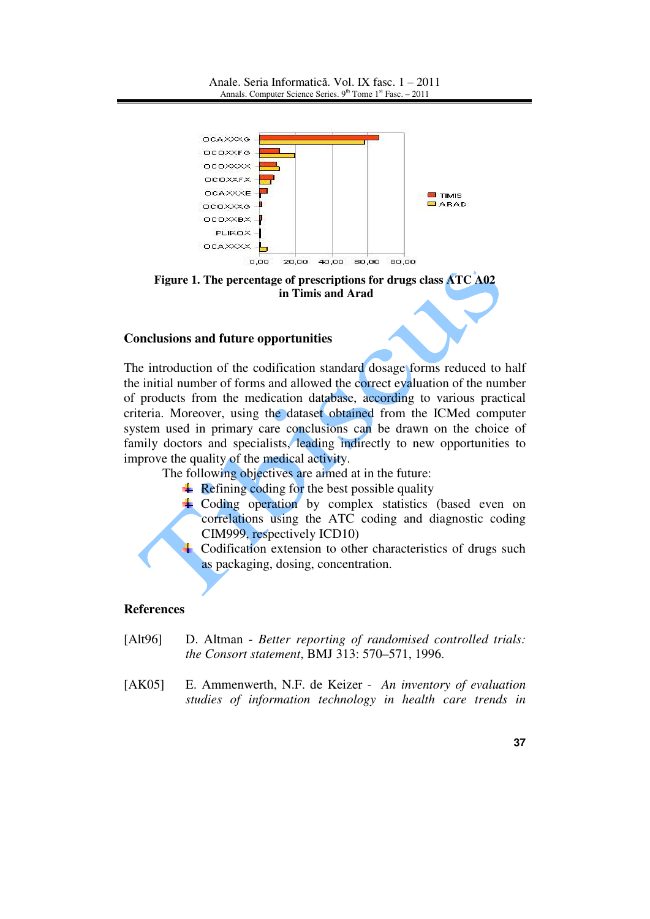Figure 1. The percentage of prescriptions for drugs class ATC A02 in Timis and Arad

### Conclusions and future opportunities

The introduction of the codification standard dosage forms reduced to half the initial number of forms and allowed the correct evaluation of the number of products from the medication database, according to various practical criteria. Moreover, using the dataset obtained from the ICMed computer system used in primary care conclusions can be drawn on the choice of family doctors and specialists, leading indirectly to new opportunities to improve the quality of the medical activity.

The following objectives are aimed at in the future:

- Refining coding for the best possible quality
- Coding operation by complex statistics (based even on correlations using the ATC coding and diagnostic coding CIM999, respectively ICD10)
- Codification extension to other characteristics of drugs such as packaging, dosing, concentration.

### References

[Alt96] D. Altman - *Better reporting of randomised controlled trials: the Consort statement*, BMJ 313: 570–571, 1996.

[AK05] E. Ammenwerth, N.F. de Keizer - *An inventory of evaluation studies of information technology in health care trends in*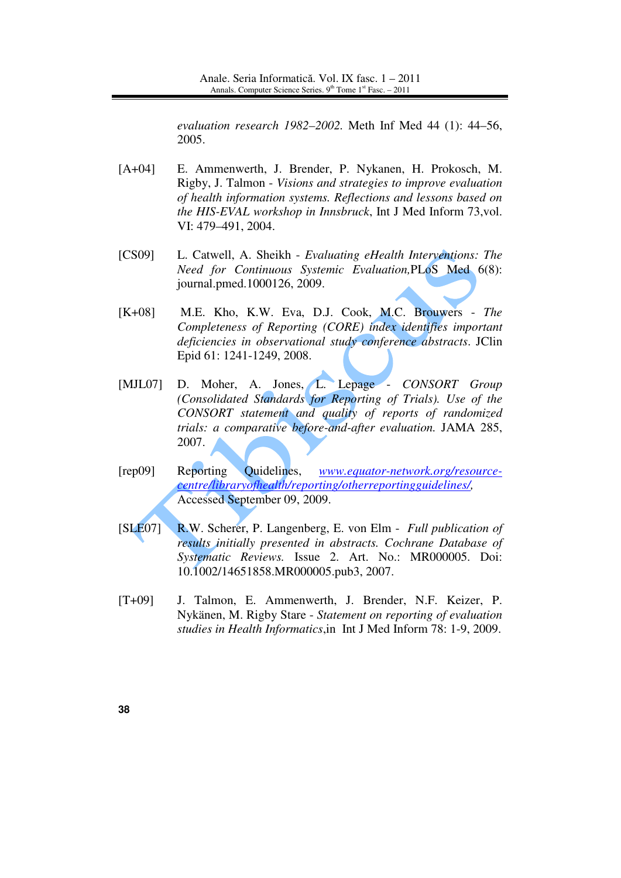*evaluation research 1982–2002.* Meth Inf Med 44 (1): 44–56, 2005.

[A+04] E. Ammenwerth, J. Brender, P. Nykanen, H. Prokosch, M. Rigby, J. Talmon - *Visions and strategies to improve evaluation of health information systems. Reflections and lessons based on the HIS-EVAL workshop in Innsbruck*, Int J Med Inform 73,vol. VI: 479–491, 2004.

[CS09] L. Catwell, A. Sheikh - *Evaluating eHealth Interventions: The Need for Continuous Systemic Evaluation,*PLoS Med 6(8): journal.pmed.1000126, 2009.

[K+08] M.E. Kho, K.W. Eva, D.J. Cook, M.C. Brouwers - *The Completeness of Reporting (CORE) index identifies important deficiencies in observational study conference abstracts*. JClin Epid 61: 1241-1249, 2008.

[MJL07] D. Moher, A. Jones, L. Lepage - *CONSORT Group (Consolidated Standards for Reporting of Trials). Use of the CONSORT statement and quality of reports of randomized trials: a comparative before-and-after evaluation.* JAMA 285, 2007.

[rep09] Reporting Quidelines, www.equator-network.org/resource-centre/libraryofhealth/reporting/otherreportingguidelines/, Accessed September 09, 2009.

[SLE07] R.W. Scherer, P. Langenberg, E. von Elm - *Full publication of results initially presented in abstracts. Cochrane Database of Systematic Reviews.* Issue 2. Art. No.: MR000005. Doi: 10.1002/14651858.MR000005.pub3, 2007.

[T+09] J. Talmon, E. Ammenwerth, J. Brender, N.F. Keizer, P. Nykänen, M. Rigby Stare - *Statement on reporting of evaluation studies in Health Informatics*,in Int J Med Inform 78: 1-9, 2009.